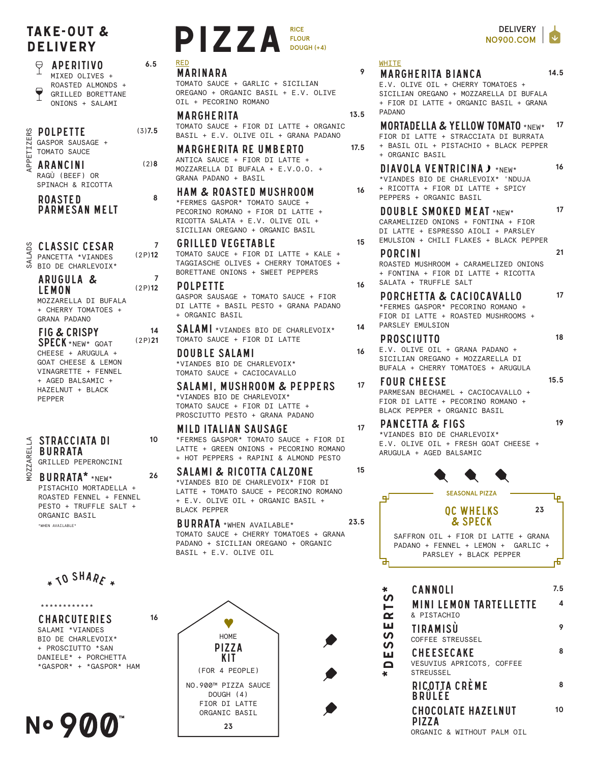# TAKE-OUT & DELIVERY

## APERITIVO — 6.5
MIXED OLIVES + ROASTED ALMONDS + GRILLED BORETTANE ONIONS + SALAMI

## APPETIZERS

### POLPETTE — (3)7.5
GASPOR SAUSAGE + TOMATO SAUCE

### ARANCINI — (2)8
RAGÙ (BEEF) OR SPINACH & RICOTTA

### ROASTED PARMESAN MELT — 8

## SALADS

### CLASSIC CESAR — 7 / (2P)12
PANCETTA *VIANDES BIO DE CHARLEVOIX*

### ARUGULA & LEMON — 7 / (2P)12
MOZZARELLA DI BUFALA + CHERRY TOMATOES + GRANA PADANO

### FIG & CRISPY SPECK *NEW* — 14 / (2P)21
GOAT CHEESE + ARUGULA + GOAT CHEESE & LEMON VINAGRETTE + FENNEL + AGED BALSAMIC + HAZELNUT + BLACK PEPPER

## MOZZARELLA

### STRACCIATA DI BURRATA — 10
GRILLED PEPERONCINI

### BURRATA* *NEW* — 26
PISTACHIO MORTADELLA + ROASTED FENNEL + FENNEL PESTO + TRUFFLE SALT + ORGANIC BASIL

*WHEN AVAILABLE*

## * TO SHARE *

************

### CHARCUTERIES — 16
SALAMI *VIANDES BIO DE CHARLEVOIX* + PROSCIUTTO *SAN DANIELE* + PORCHETTA *GASPOR* + *GASPOR* HAM

# PIZZA
RICE FLOUR DOUGH (+4)

## RED

### MARINARA — 9
TOMATO SAUCE + GARLIC + SICILIAN OREGANO + ORGANIC BASIL + E.V. OLIVE OIL + PECORINO ROMANO

### MARGHERITA — 13.5
TOMATO SAUCE + FIOR DI LATTE + ORGANIC BASIL + E.V. OLIVE OIL + GRANA PADANO

### MARGHERITA RE UMBERTO — 17.5
ANTICA SAUCE + FIOR DI LATTE + MOZZARELLA DI BUFALA + E.V.O.O. + GRANA PADANO + BASIL

### HAM & ROASTED MUSHROOM — 16
*FERMES GASPOR* TOMATO SAUCE + PECORINO ROMANO + FIOR DI LATTE + RICOTTA SALATA + E.V. OLIVE OIL + SICILIAN OREGANO + ORGANIC BASIL

### GRILLED VEGETABLE — 15
TOMATO SAUCE + FIOR DI LATTE + KALE + TAGGIASCHE OLIVES + CHERRY TOMATOES + BORETTANE ONIONS + SWEET PEPPERS

### POLPETTE — 16
GASPOR SAUSAGE + TOMATO SAUCE + FIOR DI LATTE + BASIL PESTO + GRANA PADANO + ORGANIC BASIL

### SALAMI *VIANDES BIO DE CHARLEVOIX* — 14
TOMATO SAUCE + FIOR DI LATTE

### DOUBLE SALAMI — 16
*VIANDES BIO DE CHARLEVOIX* TOMATO SAUCE + CACIOCAVALLO

### SALAMI, MUSHROOM & PEPPERS — 17
*VIANDES BIO DE CHARLEVOIX* TOMATO SAUCE + FIOR DI LATTE + PROSCIUTTO PESTO + GRANA PADANO

### MILD ITALIAN SAUSAGE — 17
*FERMES GASPOR* TOMATO SAUCE + FIOR DI LATTE + GREEN ONIONS + PECORINO ROMANO + RAPINI + HOT PEPPERS + ALMOND PESTO

### SALAMI & RICOTTA CALZONE — 15
*VIANDES BIO DE CHARLEVOIX* FIOR DI LATTE + TOMATO SAUCE + PECORINO ROMANO + E.V. OLIVE OIL + ORGANIC BASIL + BLACK PEPPER

### BURRATA *WHEN AVAILABLE* — 23.5
TOMATO SAUCE + CHERRY TOMATOES + GRANA PADANO + SICILIAN OREGANO + ORGANIC BASIL + E.V. OLIVE OIL

## HOME PIZZA KIT
(FOR 4 PEOPLE)

NO.900™ PIZZA SAUCE
DOUGH (4)
FIOR DI LATTE
ORGANIC BASIL

23

DELIVERY NO900.COM

## WHITE

### MARGHERITA BIANCA — 14.5
E.V. OLIVE OIL + CHERRY TOMATOES + SICILIAN OREGANO + MOZZARELLA DI BUFALA + FIOR DI LATTE + ORGANIC BASIL + GRANA PADANO

### MORTADELLA & YELLOW TOMATO *NEW* — 17
FIOR DI LATTE + STRACCIATA DI BURRATA + BASIL OIL + PISTACHIO + BLACK PEPPER + ORGANIC BASIL

### DIAVOLA VENTRICINA *NEW* — 16
*VIANDES BIO DE CHARLEVOIX* 'NDUJA + RICOTTA + FIOR DI LATTE + SPICY PEPPERS + ORGANIC BASIL

### DOUBLE SMOKED MEAT *NEW* — 17
CARAMELIZED ONIONS + FONTINA + FIOR DI LATTE + ESPRESSO AIOLI + PARSLEY EMULSION + CHILI FLAKES + BLACK PEPPER

### PORCINI — 21
ROASTED MUSHROOM + CARAMELIZED ONIONS + FONTINA + FIOR DI LATTE + RICOTTA SALATA + TRUFFLE SALT

### PORCHETTA & CACIOCAVALLO — 17
*FERMES GASPOR* PECORINO ROMANO + FIOR DI LATTE + ROASTED MUSHROOMS + PARSLEY EMULSION

### PROSCIUTTO — 18
E.V. OLIVE OIL + GRANA PADANO + SICILIAN OREGANO + MOZZARELLA DI BUFALA + CHERRY TOMATOES + ARUGULA

### FOUR CHEESE — 15.5
PARMESAN BECHAMEL + CACIOCAVALLO + FIOR DI LATTE + PECORINO ROMANO + BLACK PEPPER + ORGANIC BASIL

### PANCETTA & FIGS — 19
*VIANDES BIO DE CHARLEVOIX* E.V. OLIVE OIL + FRESH GOAT CHEESE + ARUGULA + AGED BALSAMIC

## SEASONAL PIZZA

### QC WHELKS & SPECK — 23
SAFFRON OIL + FIOR DI LATTE + GRANA PADANO + FENNEL + LEMON + GARLIC + PARSLEY + BLACK PEPPER

## *DESSERTS*

### CANNOLI — 7.5

### MINI LEMON TARTELLETTE — 4
& PISTACHIO

### TIRAMISÙ — 9
COFFEE STREUSSEL

### CHEESECAKE — 8
VESUVIUS APRICOTS, COFFEE STREUSSEL

### RICOTTA CRÈME BRÛLÉE — 8

### CHOCOLATE HAZELNUT PIZZA — 10
ORGANIC & WITHOUT PALM OIL

No 900™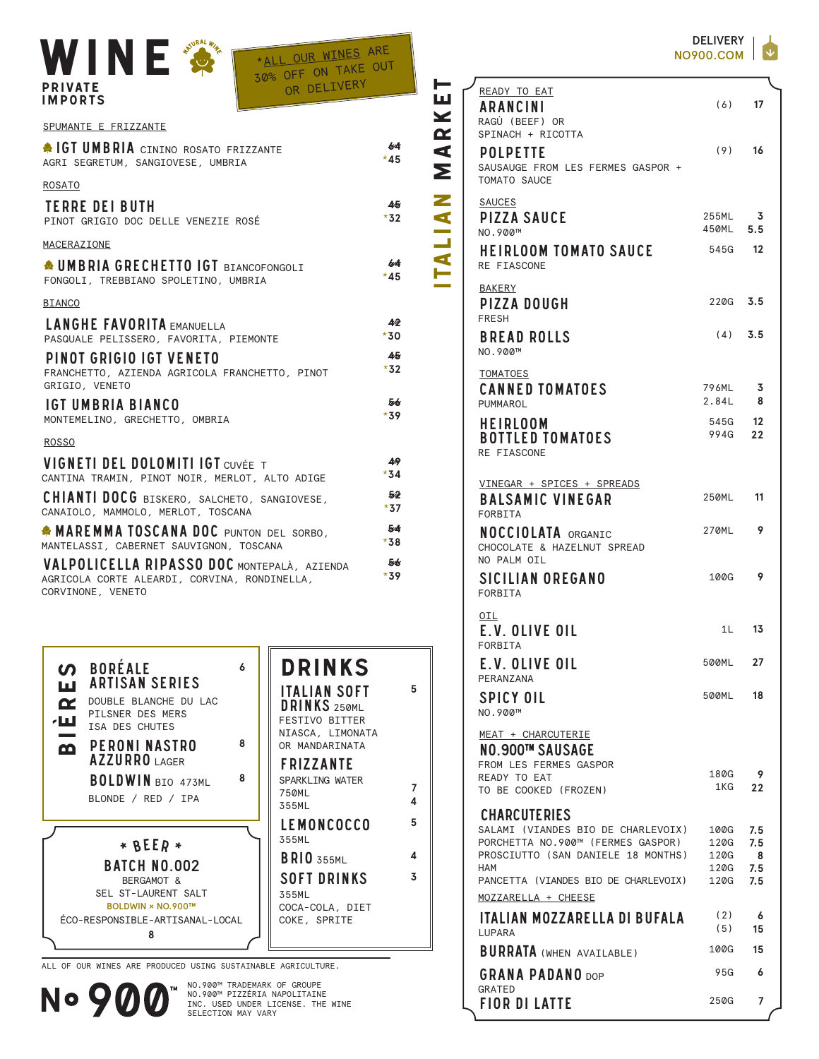# WINE

PRIVATE IMPORTS

NATURAL WINE

*ALL OUR WINES ARE 30% OFF ON TAKE OUT OR DELIVERY

## SPUMANTE E FRIZZANTE

**IGT UMBRIA** CININO ROSATO FRIZZANTE — ~~64~~ *45
AGRI SEGRETUM, SANGIOVESE, UMBRIA

## ROSATO

**TERRE DEI BUTH** — ~~46~~ *32
PINOT GRIGIO DOC DELLE VENEZIE ROSÉ

## MACERAZIONE

**UMBRIA GRECHETTO IGT** BIANCOFONGOLI — ~~64~~ *45
FONGOLI, TREBBIANO SPOLETINO, UMBRIA

## BIANCO

**LANGHE FAVORITA** EMANUELLA — ~~42~~ *30
PASQUALE PELISSERO, FAVORITA, PIEMONTE

**PINOT GRIGIO IGT VENETO** — ~~46~~ *32
FRANCHETTO, AZIENDA AGRICOLA FRANCHETTO, PINOT GRIGIO, VENETO

**IGT UMBRIA BIANCO** — ~~56~~ *39
MONTEMELINO, GRECHETTO, OMBRIA

## ROSSO

**VIGNETI DEL DOLOMITI IGT** CUVÉE T — ~~49~~ *34
CANTINA TRAMIN, PINOT NOIR, MERLOT, ALTO ADIGE

**CHIANTI DOCG** BISKERO, SALCHETO, SANGIOVESE, CANAIOLO, MAMMOLO, MERLOT, TOSCANA — ~~52~~ *37

**MAREMMA TOSCANA DOC** PUNTON DEL SORBO, MANTELASSI, CABERNET SAUVIGNON, TOSCANA — ~~54~~ *38

**VALPOLICELLA RIPASSO DOC** MONTEPALÀ, AZIENDA AGRICOLA CORTE ALEARDI, CORVINA, RONDINELLA, CORVINONE, VENETO — ~~56~~ *39

## BIÈRES

**BORÉALE ARTISAN SERIES** — 6
DOUBLE BLANCHE DU LAC
PILSNER DES MERS
ISA DES CHUTES

**PERONI NASTRO AZZURRO** LAGER — 8

**BOLDWIN** BIO 473ML — 8
BLONDE / RED / IPA

## * BEER *

**BATCH NO.002** — 8
BERGAMOT & SEL ST-LAURENT SALT
BOLDWIN × NO.900™
ÉCO-RESPONSIBLE-ARTISANAL-LOCAL

## DRINKS

**ITALIAN SOFT DRINKS** 250ML — 5
FESTIVO BITTER NIASCA, LIMONATA OR MANDARINATA

**FRIZZANTE**
SPARKLING WATER
750ML — 7
355ML — 4

**LEMONCOCCO** — 5
355ML

**BRIO** 355ML — 4

**SOFT DRINKS** — 3
355ML
COCA-COLA, DIET COKE, SPRITE

ALL OF OUR WINES ARE PRODUCED USING SUSTAINABLE AGRICULTURE.

No 900™

NO.900™ TRADEMARK OF GROUPE NO.900™ PIZZÉRIA NAPOLITAINE INC. USED UNDER LICENSE. THE WINE SELECTION MAY VARY

# ITALIAN MARKET

DELIVERY NO900.COM

## READY TO EAT

| | | |
|---|---|---|
| **ARANCINI** RAGÙ (BEEF) OR SPINACH + RICOTTA | (6) | 17 |
| **POLPETTE** SAUSAUGE FROM LES FERMES GASPOR + TOMATO SAUCE | (9) | 16 |

## SAUCES

| | | |
|---|---|---|
| **PIZZA SAUCE** NO.900™ | 255ML<br>450ML | 3<br>5.5 |
| **HEIRLOOM TOMATO SAUCE** RE FIASCONE | 545G | 12 |

## BAKERY

| | | |
|---|---|---|
| **PIZZA DOUGH** FRESH | 220G | 3.5 |
| **BREAD ROLLS** NO.900™ | (4) | 3.5 |

## TOMATOES

| | | |
|---|---|---|
| **CANNED TOMATOES** PUMMAROL | 796ML<br>2.84L | 3<br>8 |
| **HEIRLOOM BOTTLED TOMATOES** RE FIASCONE | 545G<br>994G | 12<br>22 |

## VINEGAR + SPICES + SPREADS

| | | |
|---|---|---|
| **BALSAMIC VINEGAR** FORBITA | 250ML | 11 |
| **NOCCIOLATA** ORGANIC CHOCOLATE & HAZELNUT SPREAD NO PALM OIL | 270ML | 9 |
| **SICILIAN OREGANO** FORBITA | 100G | 9 |

## OIL

| | | |
|---|---|---|
| **E.V. OLIVE OIL** FORBITA | 1L | 13 |
| **E.V. OLIVE OIL** PERANZANA | 500ML | 27 |
| **SPICY OIL** NO.900™ | 500ML | 18 |

## MEAT + CHARCUTERIE

| | | |
|---|---|---|
| **NO.900™ SAUSAGE** FROM LES FERMES GASPOR | | |
| READY TO EAT | 180G | 9 |
| TO BE COOKED (FROZEN) | 1KG | 22 |
| **CHARCUTERIES** | | |
| SALAMI (VIANDES BIO DE CHARLEVOIX) | 100G | 7.5 |
| PORCHETTA NO.900™ (FERMES GASPOR) | 120G | 7.5 |
| PROSCIUTTO (SAN DANIELE 18 MONTHS) | 120G | 8 |
| HAM | 120G | 7.5 |
| PANCETTA (VIANDES BIO DE CHARLEVOIX) | 120G | 7.5 |

## MOZZARELLA + CHEESE

| | | |
|---|---|---|
| **ITALIAN MOZZARELLA DI BUFALA** LUPARA | (2)<br>(5) | 6<br>15 |
| **BURRATA** (WHEN AVAILABLE) | 100G | 15 |
| **GRANA PADANO** DOP GRATED | 95G | 6 |
| **FIOR DI LATTE** | 250G | 7 |